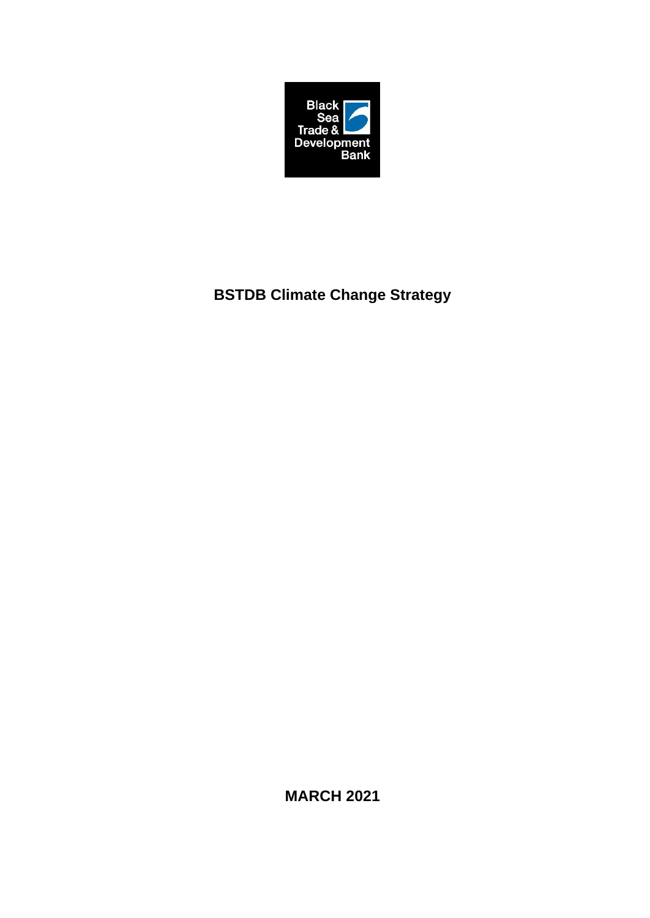Black Sea Trade & Development Bank

# BSTDB Climate Change Strategy

**MARCH 2021**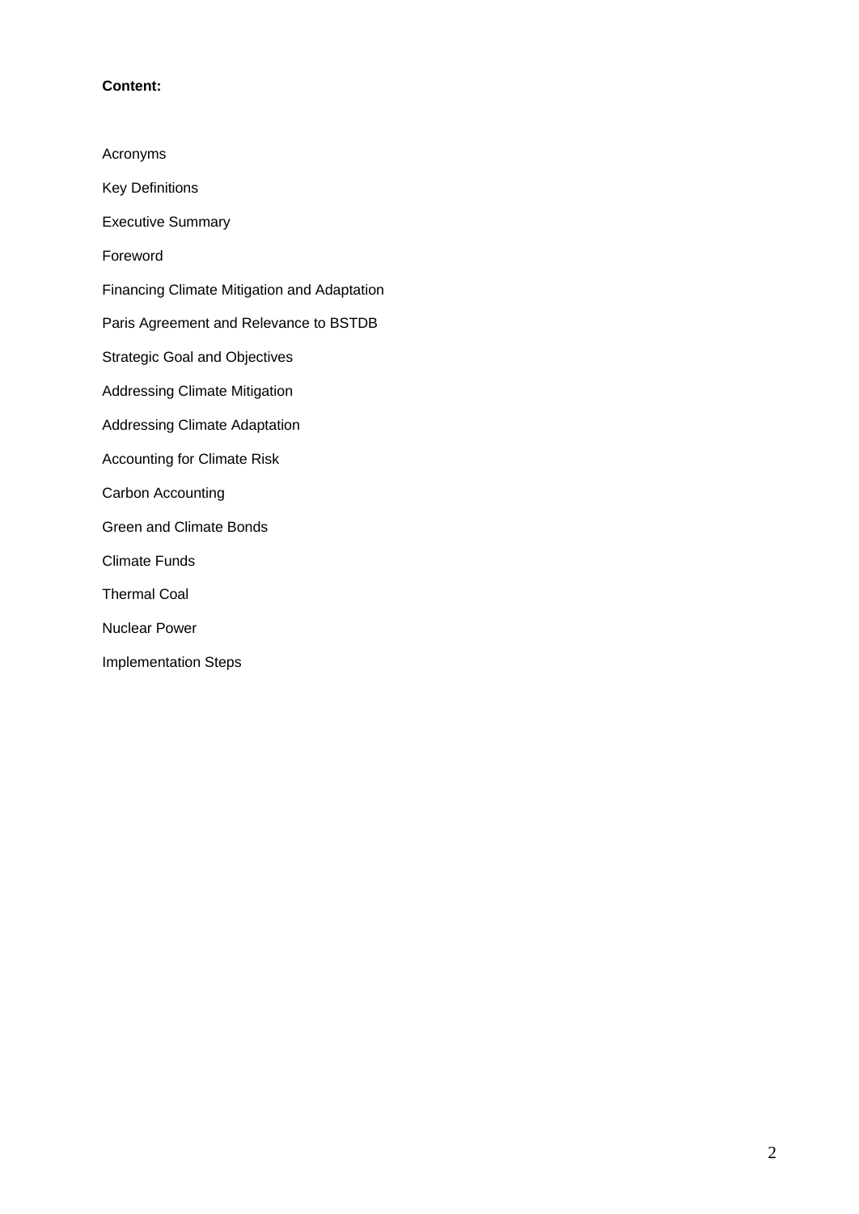**Content:**

Acronyms

Key Definitions

Executive Summary

Foreword

Financing Climate Mitigation and Adaptation

Paris Agreement and Relevance to BSTDB

Strategic Goal and Objectives

Addressing Climate Mitigation

Addressing Climate Adaptation

Accounting for Climate Risk

Carbon Accounting

Green and Climate Bonds

Climate Funds

Thermal Coal

Nuclear Power

Implementation Steps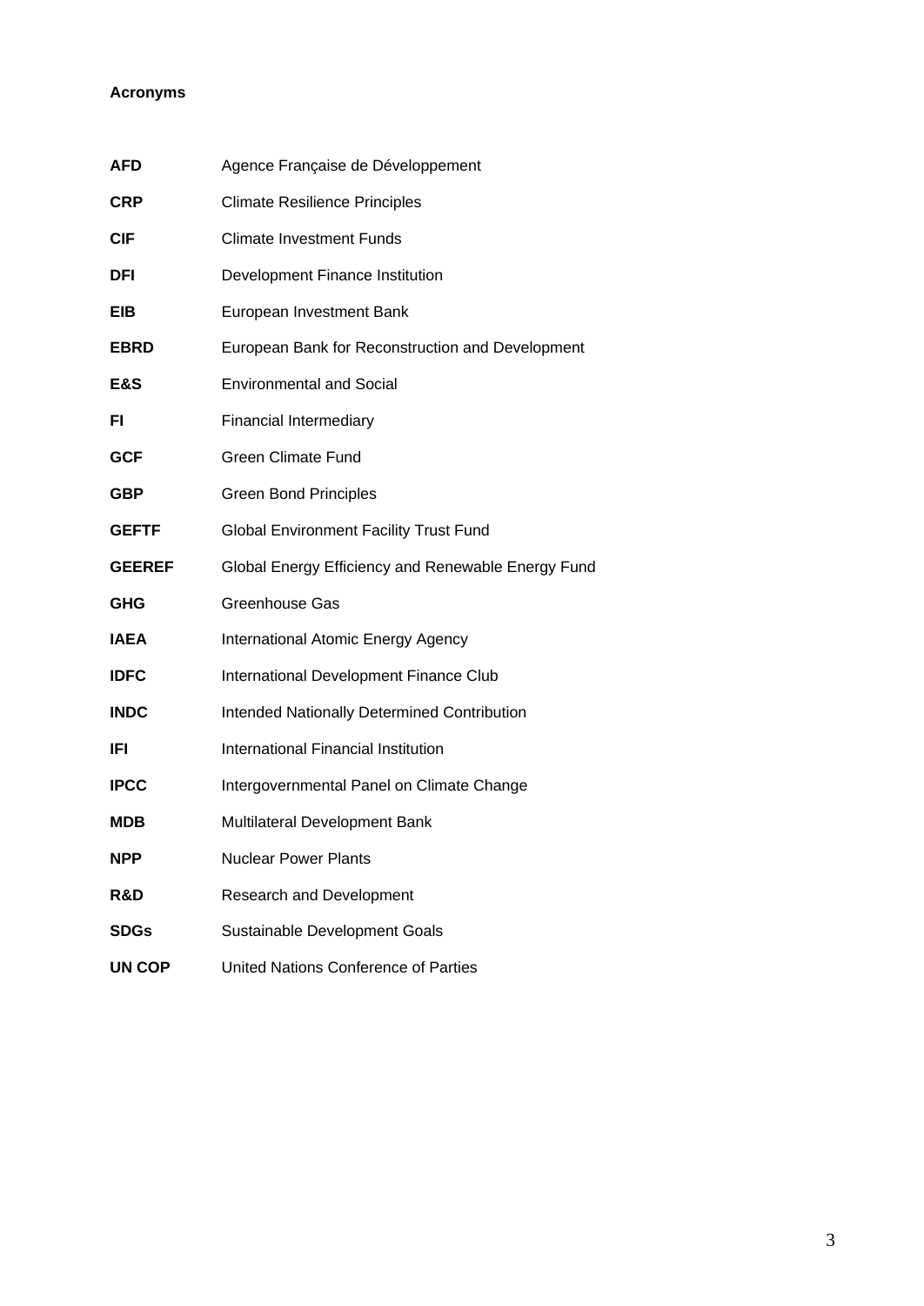**Acronyms**

| | |
|---|---|
| **AFD** | Agence Française de Développement |
| **CRP** | Climate Resilience Principles |
| **CIF** | Climate Investment Funds |
| **DFI** | Development Finance Institution |
| **EIB** | European Investment Bank |
| **EBRD** | European Bank for Reconstruction and Development |
| **E&S** | Environmental and Social |
| **FI** | Financial Intermediary |
| **GCF** | Green Climate Fund |
| **GBP** | Green Bond Principles |
| **GEFTF** | Global Environment Facility Trust Fund |
| **GEEREF** | Global Energy Efficiency and Renewable Energy Fund |
| **GHG** | Greenhouse Gas |
| **IAEA** | International Atomic Energy Agency |
| **IDFC** | International Development Finance Club |
| **INDC** | Intended Nationally Determined Contribution |
| **IFI** | International Financial Institution |
| **IPCC** | Intergovernmental Panel on Climate Change |
| **MDB** | Multilateral Development Bank |
| **NPP** | Nuclear Power Plants |
| **R&D** | Research and Development |
| **SDGs** | Sustainable Development Goals |
| **UN COP** | United Nations Conference of Parties |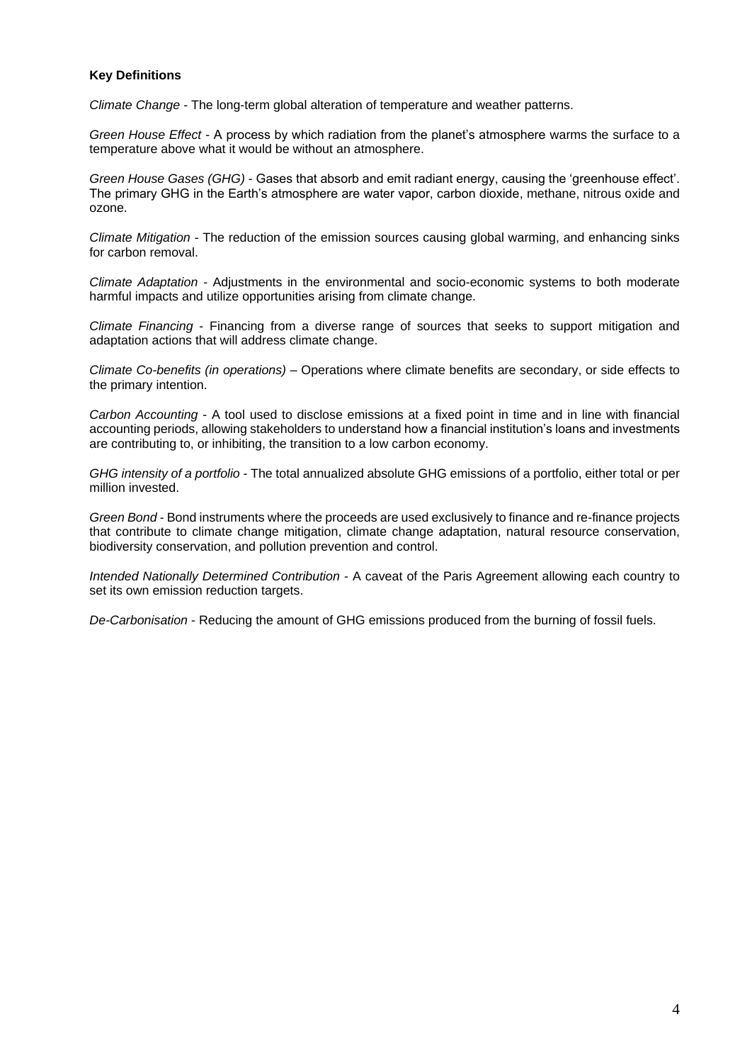**Key Definitions**

*Climate Change* - The long-term global alteration of temperature and weather patterns.

*Green House Effect* - A process by which radiation from the planet's atmosphere warms the surface to a temperature above what it would be without an atmosphere.

*Green House Gases (GHG)* - Gases that absorb and emit radiant energy, causing the 'greenhouse effect'. The primary GHG in the Earth's atmosphere are water vapor, carbon dioxide, methane, nitrous oxide and ozone.

*Climate Mitigation* - The reduction of the emission sources causing global warming, and enhancing sinks for carbon removal.

*Climate Adaptation* - Adjustments in the environmental and socio-economic systems to both moderate harmful impacts and utilize opportunities arising from climate change.

*Climate Financing* - Financing from a diverse range of sources that seeks to support mitigation and adaptation actions that will address climate change.

*Climate Co-benefits (in operations)* – Operations where climate benefits are secondary, or side effects to the primary intention.

*Carbon Accounting* - A tool used to disclose emissions at a fixed point in time and in line with financial accounting periods, allowing stakeholders to understand how a financial institution's loans and investments are contributing to, or inhibiting, the transition to a low carbon economy.

*GHG intensity of a portfolio* - The total annualized absolute GHG emissions of a portfolio, either total or per million invested.

*Green Bond* - Bond instruments where the proceeds are used exclusively to finance and re-finance projects that contribute to climate change mitigation, climate change adaptation, natural resource conservation, biodiversity conservation, and pollution prevention and control.

*Intended Nationally Determined Contribution* - A caveat of the Paris Agreement allowing each country to set its own emission reduction targets.

*De-Carbonisation* - Reducing the amount of GHG emissions produced from the burning of fossil fuels.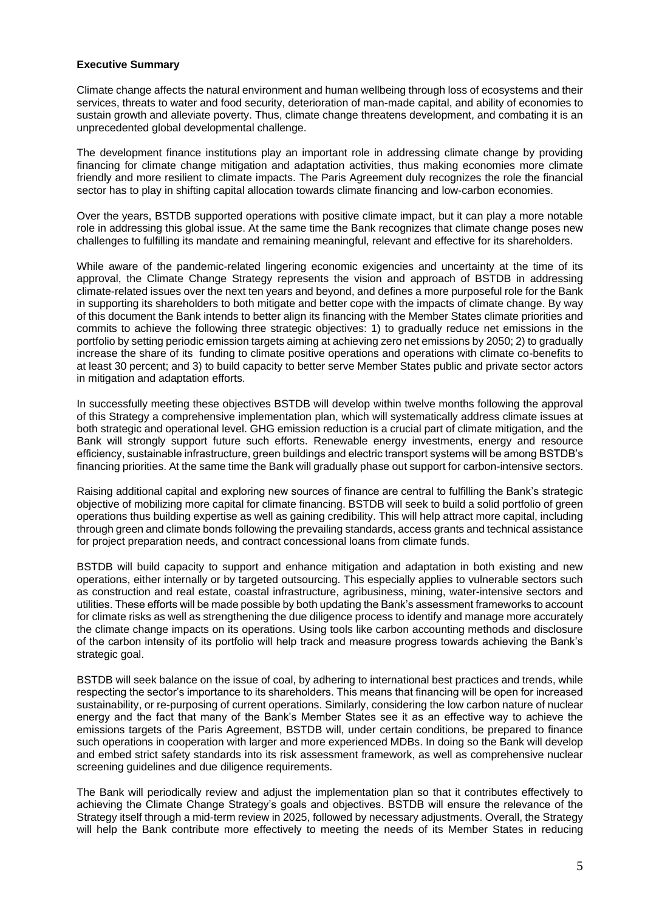**Executive Summary**

Climate change affects the natural environment and human wellbeing through loss of ecosystems and their services, threats to water and food security, deterioration of man-made capital, and ability of economies to sustain growth and alleviate poverty. Thus, climate change threatens development, and combating it is an unprecedented global developmental challenge.

The development finance institutions play an important role in addressing climate change by providing financing for climate change mitigation and adaptation activities, thus making economies more climate friendly and more resilient to climate impacts. The Paris Agreement duly recognizes the role the financial sector has to play in shifting capital allocation towards climate financing and low-carbon economies.

Over the years, BSTDB supported operations with positive climate impact, but it can play a more notable role in addressing this global issue. At the same time the Bank recognizes that climate change poses new challenges to fulfilling its mandate and remaining meaningful, relevant and effective for its shareholders.

While aware of the pandemic-related lingering economic exigencies and uncertainty at the time of its approval, the Climate Change Strategy represents the vision and approach of BSTDB in addressing climate-related issues over the next ten years and beyond, and defines a more purposeful role for the Bank in supporting its shareholders to both mitigate and better cope with the impacts of climate change. By way of this document the Bank intends to better align its financing with the Member States climate priorities and commits to achieve the following three strategic objectives: 1) to gradually reduce net emissions in the portfolio by setting periodic emission targets aiming at achieving zero net emissions by 2050; 2) to gradually increase the share of its funding to climate positive operations and operations with climate co-benefits to at least 30 percent; and 3) to build capacity to better serve Member States public and private sector actors in mitigation and adaptation efforts.

In successfully meeting these objectives BSTDB will develop within twelve months following the approval of this Strategy a comprehensive implementation plan, which will systematically address climate issues at both strategic and operational level. GHG emission reduction is a crucial part of climate mitigation, and the Bank will strongly support future such efforts. Renewable energy investments, energy and resource efficiency, sustainable infrastructure, green buildings and electric transport systems will be among BSTDB's financing priorities. At the same time the Bank will gradually phase out support for carbon-intensive sectors.

Raising additional capital and exploring new sources of finance are central to fulfilling the Bank's strategic objective of mobilizing more capital for climate financing. BSTDB will seek to build a solid portfolio of green operations thus building expertise as well as gaining credibility. This will help attract more capital, including through green and climate bonds following the prevailing standards, access grants and technical assistance for project preparation needs, and contract concessional loans from climate funds.

BSTDB will build capacity to support and enhance mitigation and adaptation in both existing and new operations, either internally or by targeted outsourcing. This especially applies to vulnerable sectors such as construction and real estate, coastal infrastructure, agribusiness, mining, water-intensive sectors and utilities. These efforts will be made possible by both updating the Bank's assessment frameworks to account for climate risks as well as strengthening the due diligence process to identify and manage more accurately the climate change impacts on its operations. Using tools like carbon accounting methods and disclosure of the carbon intensity of its portfolio will help track and measure progress towards achieving the Bank's strategic goal.

BSTDB will seek balance on the issue of coal, by adhering to international best practices and trends, while respecting the sector's importance to its shareholders. This means that financing will be open for increased sustainability, or re-purposing of current operations. Similarly, considering the low carbon nature of nuclear energy and the fact that many of the Bank's Member States see it as an effective way to achieve the emissions targets of the Paris Agreement, BSTDB will, under certain conditions, be prepared to finance such operations in cooperation with larger and more experienced MDBs. In doing so the Bank will develop and embed strict safety standards into its risk assessment framework, as well as comprehensive nuclear screening guidelines and due diligence requirements.

The Bank will periodically review and adjust the implementation plan so that it contributes effectively to achieving the Climate Change Strategy's goals and objectives. BSTDB will ensure the relevance of the Strategy itself through a mid-term review in 2025, followed by necessary adjustments. Overall, the Strategy will help the Bank contribute more effectively to meeting the needs of its Member States in reducing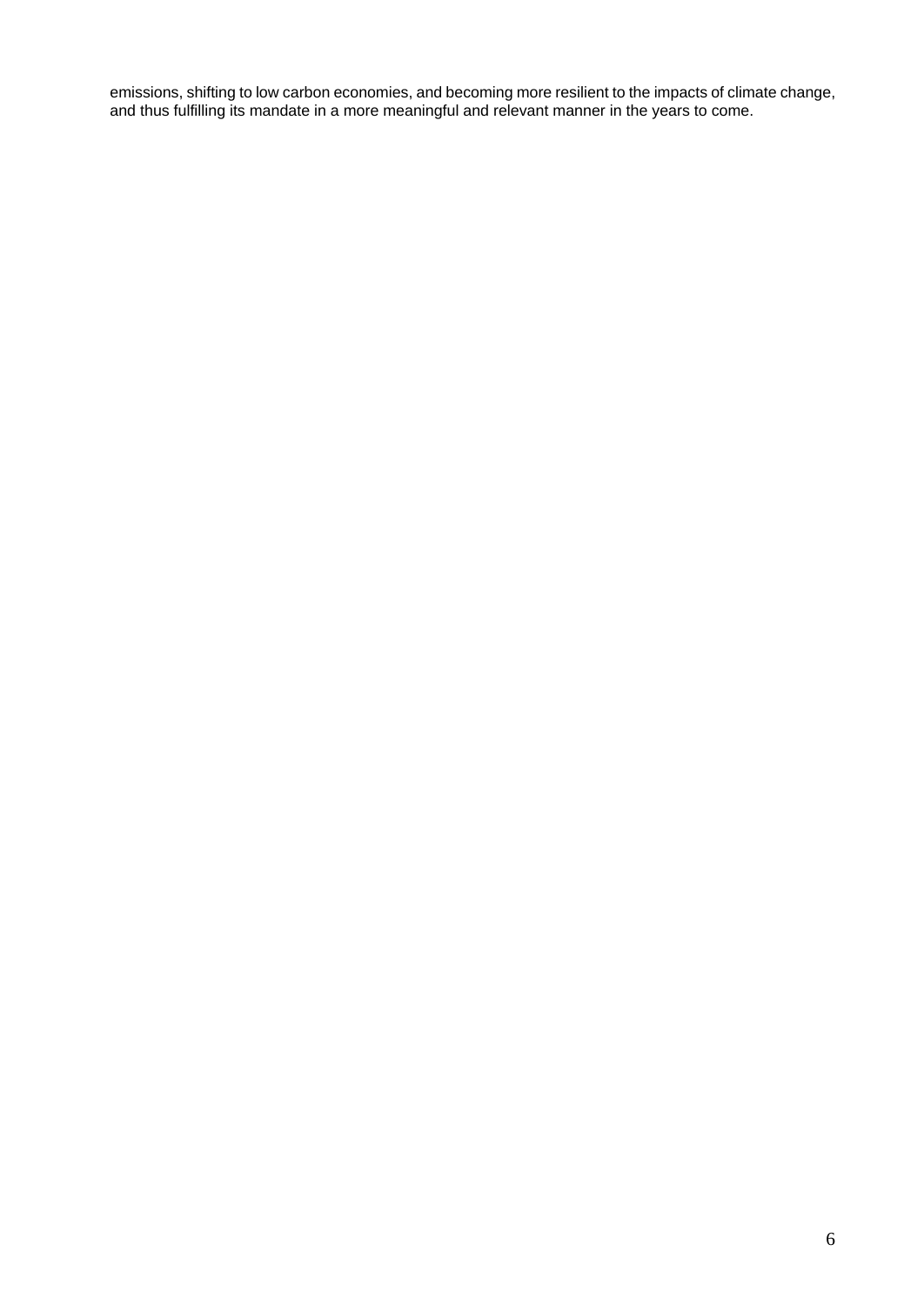emissions, shifting to low carbon economies, and becoming more resilient to the impacts of climate change, and thus fulfilling its mandate in a more meaningful and relevant manner in the years to come.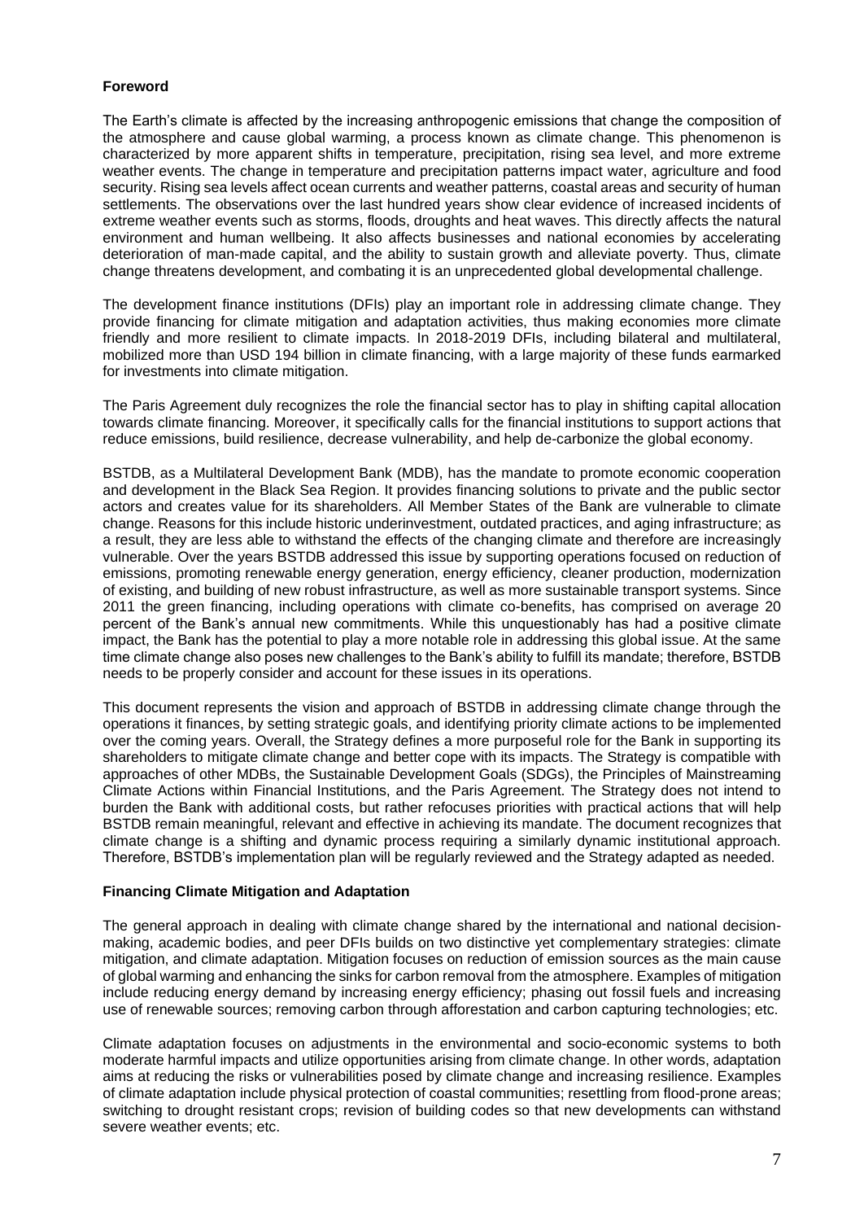**Foreword**

The Earth's climate is affected by the increasing anthropogenic emissions that change the composition of the atmosphere and cause global warming, a process known as climate change. This phenomenon is characterized by more apparent shifts in temperature, precipitation, rising sea level, and more extreme weather events. The change in temperature and precipitation patterns impact water, agriculture and food security. Rising sea levels affect ocean currents and weather patterns, coastal areas and security of human settlements. The observations over the last hundred years show clear evidence of increased incidents of extreme weather events such as storms, floods, droughts and heat waves. This directly affects the natural environment and human wellbeing. It also affects businesses and national economies by accelerating deterioration of man-made capital, and the ability to sustain growth and alleviate poverty. Thus, climate change threatens development, and combating it is an unprecedented global developmental challenge.

The development finance institutions (DFIs) play an important role in addressing climate change. They provide financing for climate mitigation and adaptation activities, thus making economies more climate friendly and more resilient to climate impacts. In 2018-2019 DFIs, including bilateral and multilateral, mobilized more than USD 194 billion in climate financing, with a large majority of these funds earmarked for investments into climate mitigation.

The Paris Agreement duly recognizes the role the financial sector has to play in shifting capital allocation towards climate financing. Moreover, it specifically calls for the financial institutions to support actions that reduce emissions, build resilience, decrease vulnerability, and help de-carbonize the global economy.

BSTDB, as a Multilateral Development Bank (MDB), has the mandate to promote economic cooperation and development in the Black Sea Region. It provides financing solutions to private and the public sector actors and creates value for its shareholders. All Member States of the Bank are vulnerable to climate change. Reasons for this include historic underinvestment, outdated practices, and aging infrastructure; as a result, they are less able to withstand the effects of the changing climate and therefore are increasingly vulnerable. Over the years BSTDB addressed this issue by supporting operations focused on reduction of emissions, promoting renewable energy generation, energy efficiency, cleaner production, modernization of existing, and building of new robust infrastructure, as well as more sustainable transport systems. Since 2011 the green financing, including operations with climate co-benefits, has comprised on average 20 percent of the Bank's annual new commitments. While this unquestionably has had a positive climate impact, the Bank has the potential to play a more notable role in addressing this global issue. At the same time climate change also poses new challenges to the Bank's ability to fulfill its mandate; therefore, BSTDB needs to be properly consider and account for these issues in its operations.

This document represents the vision and approach of BSTDB in addressing climate change through the operations it finances, by setting strategic goals, and identifying priority climate actions to be implemented over the coming years. Overall, the Strategy defines a more purposeful role for the Bank in supporting its shareholders to mitigate climate change and better cope with its impacts. The Strategy is compatible with approaches of other MDBs, the Sustainable Development Goals (SDGs), the Principles of Mainstreaming Climate Actions within Financial Institutions, and the Paris Agreement. The Strategy does not intend to burden the Bank with additional costs, but rather refocuses priorities with practical actions that will help BSTDB remain meaningful, relevant and effective in achieving its mandate. The document recognizes that climate change is a shifting and dynamic process requiring a similarly dynamic institutional approach. Therefore, BSTDB's implementation plan will be regularly reviewed and the Strategy adapted as needed.

**Financing Climate Mitigation and Adaptation**

The general approach in dealing with climate change shared by the international and national decision-making, academic bodies, and peer DFIs builds on two distinctive yet complementary strategies: climate mitigation, and climate adaptation. Mitigation focuses on reduction of emission sources as the main cause of global warming and enhancing the sinks for carbon removal from the atmosphere. Examples of mitigation include reducing energy demand by increasing energy efficiency; phasing out fossil fuels and increasing use of renewable sources; removing carbon through afforestation and carbon capturing technologies; etc.

Climate adaptation focuses on adjustments in the environmental and socio-economic systems to both moderate harmful impacts and utilize opportunities arising from climate change. In other words, adaptation aims at reducing the risks or vulnerabilities posed by climate change and increasing resilience. Examples of climate adaptation include physical protection of coastal communities; resettling from flood-prone areas; switching to drought resistant crops; revision of building codes so that new developments can withstand severe weather events; etc.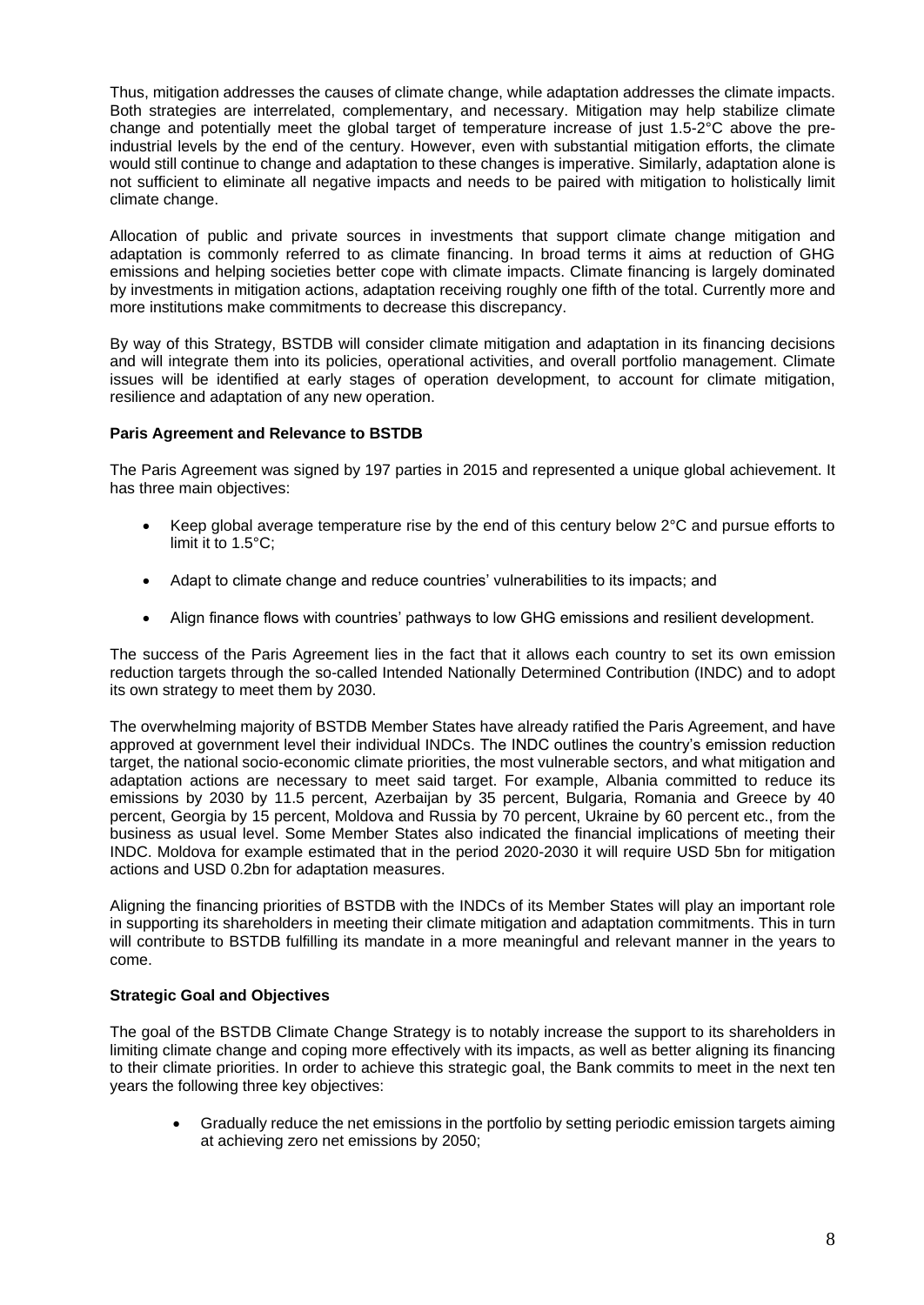Thus, mitigation addresses the causes of climate change, while adaptation addresses the climate impacts. Both strategies are interrelated, complementary, and necessary. Mitigation may help stabilize climate change and potentially meet the global target of temperature increase of just 1.5-2°C above the pre-industrial levels by the end of the century. However, even with substantial mitigation efforts, the climate would still continue to change and adaptation to these changes is imperative. Similarly, adaptation alone is not sufficient to eliminate all negative impacts and needs to be paired with mitigation to holistically limit climate change.

Allocation of public and private sources in investments that support climate change mitigation and adaptation is commonly referred to as climate financing. In broad terms it aims at reduction of GHG emissions and helping societies better cope with climate impacts. Climate financing is largely dominated by investments in mitigation actions, adaptation receiving roughly one fifth of the total. Currently more and more institutions make commitments to decrease this discrepancy.

By way of this Strategy, BSTDB will consider climate mitigation and adaptation in its financing decisions and will integrate them into its policies, operational activities, and overall portfolio management. Climate issues will be identified at early stages of operation development, to account for climate mitigation, resilience and adaptation of any new operation.

**Paris Agreement and Relevance to BSTDB**

The Paris Agreement was signed by 197 parties in 2015 and represented a unique global achievement. It has three main objectives:

- Keep global average temperature rise by the end of this century below 2°C and pursue efforts to limit it to 1.5°C;
- Adapt to climate change and reduce countries' vulnerabilities to its impacts; and
- Align finance flows with countries' pathways to low GHG emissions and resilient development.

The success of the Paris Agreement lies in the fact that it allows each country to set its own emission reduction targets through the so-called Intended Nationally Determined Contribution (INDC) and to adopt its own strategy to meet them by 2030.

The overwhelming majority of BSTDB Member States have already ratified the Paris Agreement, and have approved at government level their individual INDCs. The INDC outlines the country's emission reduction target, the national socio-economic climate priorities, the most vulnerable sectors, and what mitigation and adaptation actions are necessary to meet said target. For example, Albania committed to reduce its emissions by 2030 by 11.5 percent, Azerbaijan by 35 percent, Bulgaria, Romania and Greece by 40 percent, Georgia by 15 percent, Moldova and Russia by 70 percent, Ukraine by 60 percent etc., from the business as usual level. Some Member States also indicated the financial implications of meeting their INDC. Moldova for example estimated that in the period 2020-2030 it will require USD 5bn for mitigation actions and USD 0.2bn for adaptation measures.

Aligning the financing priorities of BSTDB with the INDCs of its Member States will play an important role in supporting its shareholders in meeting their climate mitigation and adaptation commitments. This in turn will contribute to BSTDB fulfilling its mandate in a more meaningful and relevant manner in the years to come.

**Strategic Goal and Objectives**

The goal of the BSTDB Climate Change Strategy is to notably increase the support to its shareholders in limiting climate change and coping more effectively with its impacts, as well as better aligning its financing to their climate priorities. In order to achieve this strategic goal, the Bank commits to meet in the next ten years the following three key objectives:

- Gradually reduce the net emissions in the portfolio by setting periodic emission targets aiming at achieving zero net emissions by 2050;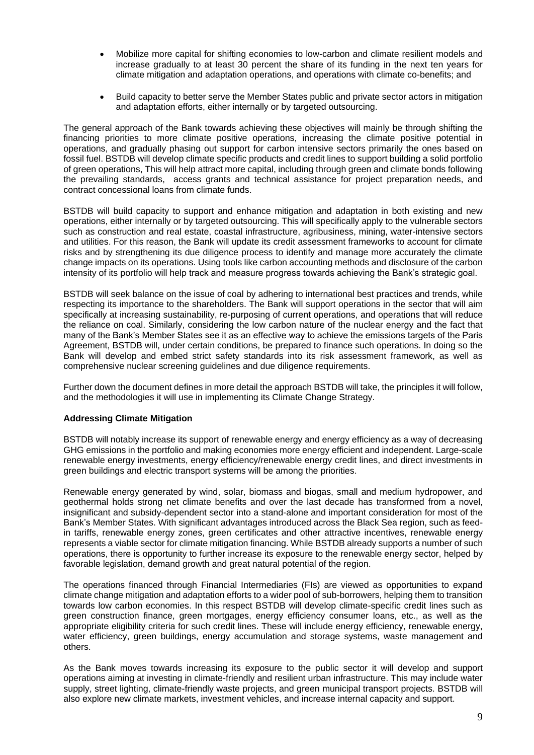- Mobilize more capital for shifting economies to low-carbon and climate resilient models and increase gradually to at least 30 percent the share of its funding in the next ten years for climate mitigation and adaptation operations, and operations with climate co-benefits; and
- Build capacity to better serve the Member States public and private sector actors in mitigation and adaptation efforts, either internally or by targeted outsourcing.

The general approach of the Bank towards achieving these objectives will mainly be through shifting the financing priorities to more climate positive operations, increasing the climate positive potential in operations, and gradually phasing out support for carbon intensive sectors primarily the ones based on fossil fuel. BSTDB will develop climate specific products and credit lines to support building a solid portfolio of green operations, This will help attract more capital, including through green and climate bonds following the prevailing standards, access grants and technical assistance for project preparation needs, and contract concessional loans from climate funds.

BSTDB will build capacity to support and enhance mitigation and adaptation in both existing and new operations, either internally or by targeted outsourcing. This will specifically apply to the vulnerable sectors such as construction and real estate, coastal infrastructure, agribusiness, mining, water-intensive sectors and utilities. For this reason, the Bank will update its credit assessment frameworks to account for climate risks and by strengthening its due diligence process to identify and manage more accurately the climate change impacts on its operations. Using tools like carbon accounting methods and disclosure of the carbon intensity of its portfolio will help track and measure progress towards achieving the Bank's strategic goal.

BSTDB will seek balance on the issue of coal by adhering to international best practices and trends, while respecting its importance to the shareholders. The Bank will support operations in the sector that will aim specifically at increasing sustainability, re-purposing of current operations, and operations that will reduce the reliance on coal. Similarly, considering the low carbon nature of the nuclear energy and the fact that many of the Bank's Member States see it as an effective way to achieve the emissions targets of the Paris Agreement, BSTDB will, under certain conditions, be prepared to finance such operations. In doing so the Bank will develop and embed strict safety standards into its risk assessment framework, as well as comprehensive nuclear screening guidelines and due diligence requirements.

Further down the document defines in more detail the approach BSTDB will take, the principles it will follow, and the methodologies it will use in implementing its Climate Change Strategy.

**Addressing Climate Mitigation**

BSTDB will notably increase its support of renewable energy and energy efficiency as a way of decreasing GHG emissions in the portfolio and making economies more energy efficient and independent. Large-scale renewable energy investments, energy efficiency/renewable energy credit lines, and direct investments in green buildings and electric transport systems will be among the priorities.

Renewable energy generated by wind, solar, biomass and biogas, small and medium hydropower, and geothermal holds strong net climate benefits and over the last decade has transformed from a novel, insignificant and subsidy-dependent sector into a stand-alone and important consideration for most of the Bank's Member States. With significant advantages introduced across the Black Sea region, such as feed-in tariffs, renewable energy zones, green certificates and other attractive incentives, renewable energy represents a viable sector for climate mitigation financing. While BSTDB already supports a number of such operations, there is opportunity to further increase its exposure to the renewable energy sector, helped by favorable legislation, demand growth and great natural potential of the region.

The operations financed through Financial Intermediaries (FIs) are viewed as opportunities to expand climate change mitigation and adaptation efforts to a wider pool of sub-borrowers, helping them to transition towards low carbon economies. In this respect BSTDB will develop climate-specific credit lines such as green construction finance, green mortgages, energy efficiency consumer loans, etc., as well as the appropriate eligibility criteria for such credit lines. These will include energy efficiency, renewable energy, water efficiency, green buildings, energy accumulation and storage systems, waste management and others.

As the Bank moves towards increasing its exposure to the public sector it will develop and support operations aiming at investing in climate-friendly and resilient urban infrastructure. This may include water supply, street lighting, climate-friendly waste projects, and green municipal transport projects. BSTDB will also explore new climate markets, investment vehicles, and increase internal capacity and support.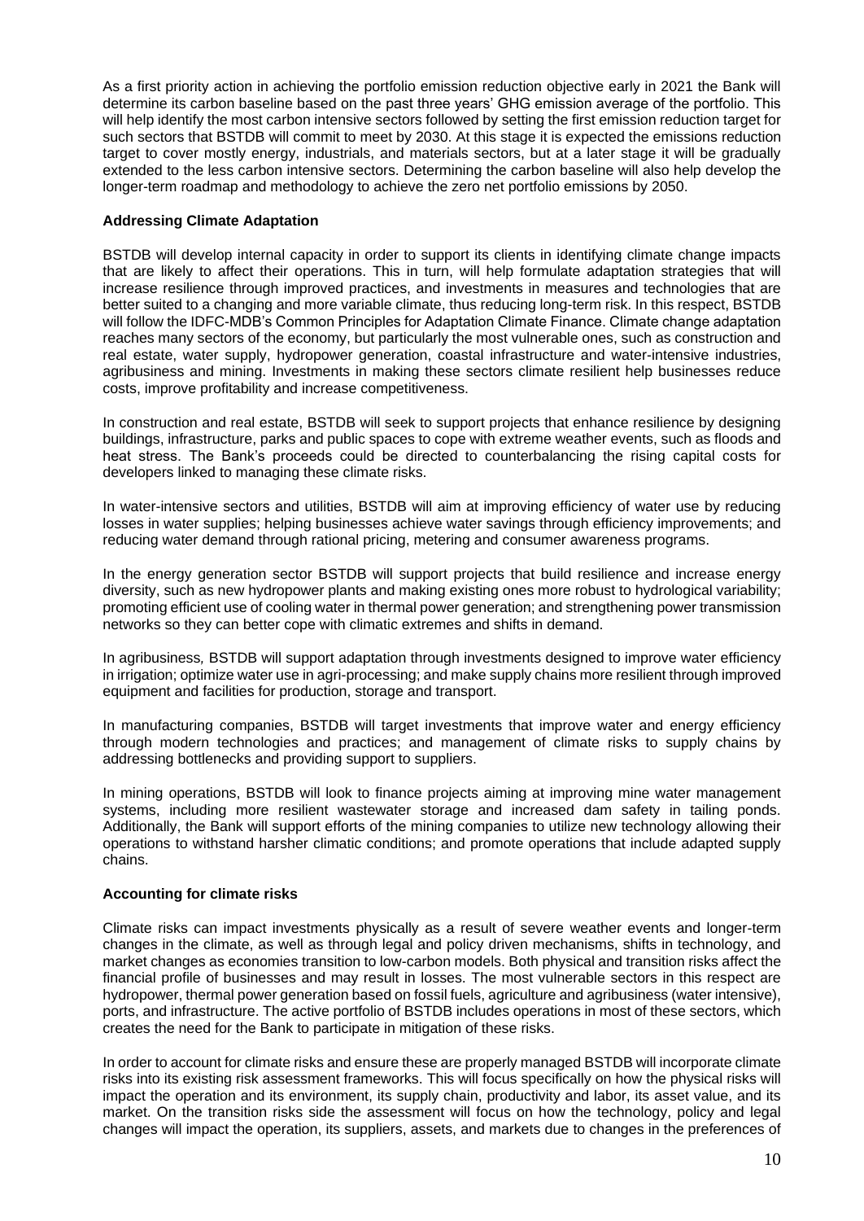As a first priority action in achieving the portfolio emission reduction objective early in 2021 the Bank will determine its carbon baseline based on the past three years' GHG emission average of the portfolio. This will help identify the most carbon intensive sectors followed by setting the first emission reduction target for such sectors that BSTDB will commit to meet by 2030. At this stage it is expected the emissions reduction target to cover mostly energy, industrials, and materials sectors, but at a later stage it will be gradually extended to the less carbon intensive sectors. Determining the carbon baseline will also help develop the longer-term roadmap and methodology to achieve the zero net portfolio emissions by 2050.

**Addressing Climate Adaptation**

BSTDB will develop internal capacity in order to support its clients in identifying climate change impacts that are likely to affect their operations. This in turn, will help formulate adaptation strategies that will increase resilience through improved practices, and investments in measures and technologies that are better suited to a changing and more variable climate, thus reducing long-term risk. In this respect, BSTDB will follow the IDFC-MDB's Common Principles for Adaptation Climate Finance. Climate change adaptation reaches many sectors of the economy, but particularly the most vulnerable ones, such as construction and real estate, water supply, hydropower generation, coastal infrastructure and water-intensive industries, agribusiness and mining. Investments in making these sectors climate resilient help businesses reduce costs, improve profitability and increase competitiveness.

In construction and real estate, BSTDB will seek to support projects that enhance resilience by designing buildings, infrastructure, parks and public spaces to cope with extreme weather events, such as floods and heat stress. The Bank's proceeds could be directed to counterbalancing the rising capital costs for developers linked to managing these climate risks.

In water-intensive sectors and utilities, BSTDB will aim at improving efficiency of water use by reducing losses in water supplies; helping businesses achieve water savings through efficiency improvements; and reducing water demand through rational pricing, metering and consumer awareness programs.

In the energy generation sector BSTDB will support projects that build resilience and increase energy diversity, such as new hydropower plants and making existing ones more robust to hydrological variability; promoting efficient use of cooling water in thermal power generation; and strengthening power transmission networks so they can better cope with climatic extremes and shifts in demand.

In agribusiness*,* BSTDB will support adaptation through investments designed to improve water efficiency in irrigation; optimize water use in agri-processing; and make supply chains more resilient through improved equipment and facilities for production, storage and transport.

In manufacturing companies, BSTDB will target investments that improve water and energy efficiency through modern technologies and practices; and management of climate risks to supply chains by addressing bottlenecks and providing support to suppliers.

In mining operations, BSTDB will look to finance projects aiming at improving mine water management systems, including more resilient wastewater storage and increased dam safety in tailing ponds. Additionally, the Bank will support efforts of the mining companies to utilize new technology allowing their operations to withstand harsher climatic conditions; and promote operations that include adapted supply chains.

**Accounting for climate risks**

Climate risks can impact investments physically as a result of severe weather events and longer-term changes in the climate, as well as through legal and policy driven mechanisms, shifts in technology, and market changes as economies transition to low-carbon models. Both physical and transition risks affect the financial profile of businesses and may result in losses. The most vulnerable sectors in this respect are hydropower, thermal power generation based on fossil fuels, agriculture and agribusiness (water intensive), ports, and infrastructure. The active portfolio of BSTDB includes operations in most of these sectors, which creates the need for the Bank to participate in mitigation of these risks.

In order to account for climate risks and ensure these are properly managed BSTDB will incorporate climate risks into its existing risk assessment frameworks. This will focus specifically on how the physical risks will impact the operation and its environment, its supply chain, productivity and labor, its asset value, and its market. On the transition risks side the assessment will focus on how the technology, policy and legal changes will impact the operation, its suppliers, assets, and markets due to changes in the preferences of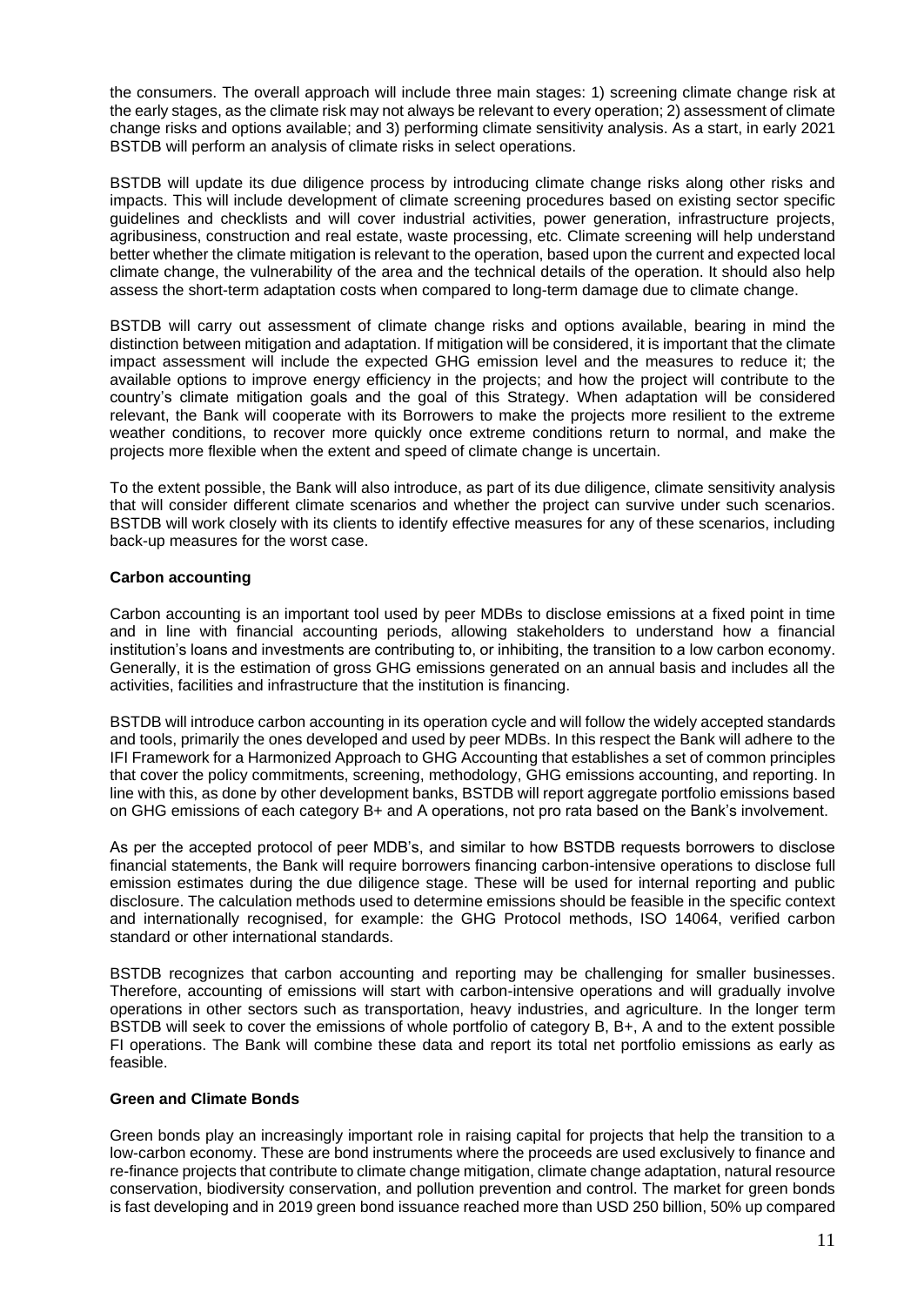the consumers. The overall approach will include three main stages: 1) screening climate change risk at the early stages, as the climate risk may not always be relevant to every operation; 2) assessment of climate change risks and options available; and 3) performing climate sensitivity analysis. As a start, in early 2021 BSTDB will perform an analysis of climate risks in select operations.

BSTDB will update its due diligence process by introducing climate change risks along other risks and impacts. This will include development of climate screening procedures based on existing sector specific guidelines and checklists and will cover industrial activities, power generation, infrastructure projects, agribusiness, construction and real estate, waste processing, etc. Climate screening will help understand better whether the climate mitigation is relevant to the operation, based upon the current and expected local climate change, the vulnerability of the area and the technical details of the operation. It should also help assess the short-term adaptation costs when compared to long-term damage due to climate change.

BSTDB will carry out assessment of climate change risks and options available, bearing in mind the distinction between mitigation and adaptation. If mitigation will be considered, it is important that the climate impact assessment will include the expected GHG emission level and the measures to reduce it; the available options to improve energy efficiency in the projects; and how the project will contribute to the country's climate mitigation goals and the goal of this Strategy. When adaptation will be considered relevant, the Bank will cooperate with its Borrowers to make the projects more resilient to the extreme weather conditions, to recover more quickly once extreme conditions return to normal, and make the projects more flexible when the extent and speed of climate change is uncertain.

To the extent possible, the Bank will also introduce, as part of its due diligence, climate sensitivity analysis that will consider different climate scenarios and whether the project can survive under such scenarios. BSTDB will work closely with its clients to identify effective measures for any of these scenarios, including back-up measures for the worst case.

**Carbon accounting**

Carbon accounting is an important tool used by peer MDBs to disclose emissions at a fixed point in time and in line with financial accounting periods, allowing stakeholders to understand how a financial institution's loans and investments are contributing to, or inhibiting, the transition to a low carbon economy. Generally, it is the estimation of gross GHG emissions generated on an annual basis and includes all the activities, facilities and infrastructure that the institution is financing.

BSTDB will introduce carbon accounting in its operation cycle and will follow the widely accepted standards and tools, primarily the ones developed and used by peer MDBs. In this respect the Bank will adhere to the IFI Framework for a Harmonized Approach to GHG Accounting that establishes a set of common principles that cover the policy commitments, screening, methodology, GHG emissions accounting, and reporting. In line with this, as done by other development banks, BSTDB will report aggregate portfolio emissions based on GHG emissions of each category B+ and A operations, not pro rata based on the Bank's involvement.

As per the accepted protocol of peer MDB's, and similar to how BSTDB requests borrowers to disclose financial statements, the Bank will require borrowers financing carbon-intensive operations to disclose full emission estimates during the due diligence stage. These will be used for internal reporting and public disclosure. The calculation methods used to determine emissions should be feasible in the specific context and internationally recognised, for example: the GHG Protocol methods, ISO 14064, verified carbon standard or other international standards.

BSTDB recognizes that carbon accounting and reporting may be challenging for smaller businesses. Therefore, accounting of emissions will start with carbon-intensive operations and will gradually involve operations in other sectors such as transportation, heavy industries, and agriculture. In the longer term BSTDB will seek to cover the emissions of whole portfolio of category B, B+, A and to the extent possible FI operations. The Bank will combine these data and report its total net portfolio emissions as early as feasible.

**Green and Climate Bonds**

Green bonds play an increasingly important role in raising capital for projects that help the transition to a low-carbon economy. These are bond instruments where the proceeds are used exclusively to finance and re-finance projects that contribute to climate change mitigation, climate change adaptation, natural resource conservation, biodiversity conservation, and pollution prevention and control. The market for green bonds is fast developing and in 2019 green bond issuance reached more than USD 250 billion, 50% up compared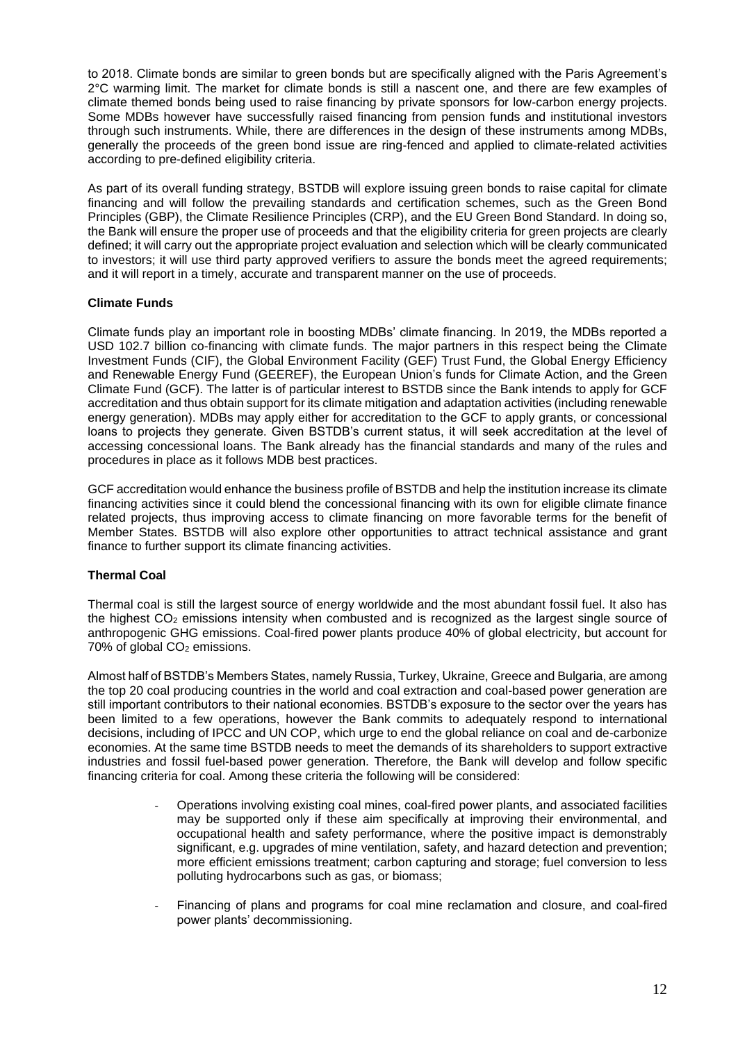to 2018. Climate bonds are similar to green bonds but are specifically aligned with the Paris Agreement's 2°C warming limit. The market for climate bonds is still a nascent one, and there are few examples of climate themed bonds being used to raise financing by private sponsors for low-carbon energy projects. Some MDBs however have successfully raised financing from pension funds and institutional investors through such instruments. While, there are differences in the design of these instruments among MDBs, generally the proceeds of the green bond issue are ring-fenced and applied to climate-related activities according to pre-defined eligibility criteria.

As part of its overall funding strategy, BSTDB will explore issuing green bonds to raise capital for climate financing and will follow the prevailing standards and certification schemes, such as the Green Bond Principles (GBP), the Climate Resilience Principles (CRP), and the EU Green Bond Standard. In doing so, the Bank will ensure the proper use of proceeds and that the eligibility criteria for green projects are clearly defined; it will carry out the appropriate project evaluation and selection which will be clearly communicated to investors; it will use third party approved verifiers to assure the bonds meet the agreed requirements; and it will report in a timely, accurate and transparent manner on the use of proceeds.

**Climate Funds**

Climate funds play an important role in boosting MDBs' climate financing. In 2019, the MDBs reported a USD 102.7 billion co-financing with climate funds. The major partners in this respect being the Climate Investment Funds (CIF), the Global Environment Facility (GEF) Trust Fund, the Global Energy Efficiency and Renewable Energy Fund (GEEREF), the European Union's funds for Climate Action, and the Green Climate Fund (GCF). The latter is of particular interest to BSTDB since the Bank intends to apply for GCF accreditation and thus obtain support for its climate mitigation and adaptation activities (including renewable energy generation). MDBs may apply either for accreditation to the GCF to apply grants, or concessional loans to projects they generate. Given BSTDB's current status, it will seek accreditation at the level of accessing concessional loans. The Bank already has the financial standards and many of the rules and procedures in place as it follows MDB best practices.

GCF accreditation would enhance the business profile of BSTDB and help the institution increase its climate financing activities since it could blend the concessional financing with its own for eligible climate finance related projects, thus improving access to climate financing on more favorable terms for the benefit of Member States. BSTDB will also explore other opportunities to attract technical assistance and grant finance to further support its climate financing activities.

**Thermal Coal**

Thermal coal is still the largest source of energy worldwide and the most abundant fossil fuel. It also has the highest $CO_2$ emissions intensity when combusted and is recognized as the largest single source of anthropogenic GHG emissions. Coal-fired power plants produce 40% of global electricity, but account for 70% of global $CO_2$ emissions.

Almost half of BSTDB's Members States, namely Russia, Turkey, Ukraine, Greece and Bulgaria, are among the top 20 coal producing countries in the world and coal extraction and coal-based power generation are still important contributors to their national economies. BSTDB's exposure to the sector over the years has been limited to a few operations, however the Bank commits to adequately respond to international decisions, including of IPCC and UN COP, which urge to end the global reliance on coal and de-carbonize economies. At the same time BSTDB needs to meet the demands of its shareholders to support extractive industries and fossil fuel-based power generation. Therefore, the Bank will develop and follow specific financing criteria for coal. Among these criteria the following will be considered:

- Operations involving existing coal mines, coal-fired power plants, and associated facilities may be supported only if these aim specifically at improving their environmental, and occupational health and safety performance, where the positive impact is demonstrably significant, e.g. upgrades of mine ventilation, safety, and hazard detection and prevention; more efficient emissions treatment; carbon capturing and storage; fuel conversion to less polluting hydrocarbons such as gas, or biomass;

- Financing of plans and programs for coal mine reclamation and closure, and coal-fired power plants' decommissioning.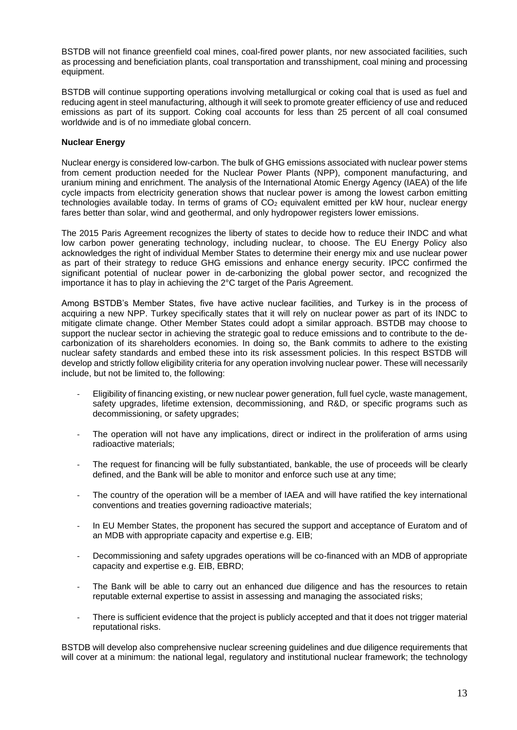BSTDB will not finance greenfield coal mines, coal-fired power plants, nor new associated facilities, such as processing and beneficiation plants, coal transportation and transshipment, coal mining and processing equipment.

BSTDB will continue supporting operations involving metallurgical or coking coal that is used as fuel and reducing agent in steel manufacturing, although it will seek to promote greater efficiency of use and reduced emissions as part of its support. Coking coal accounts for less than 25 percent of all coal consumed worldwide and is of no immediate global concern.

**Nuclear Energy**

Nuclear energy is considered low-carbon. The bulk of GHG emissions associated with nuclear power stems from cement production needed for the Nuclear Power Plants (NPP), component manufacturing, and uranium mining and enrichment. The analysis of the International Atomic Energy Agency (IAEA) of the life cycle impacts from electricity generation shows that nuclear power is among the lowest carbon emitting technologies available today. In terms of grams of $CO_2$ equivalent emitted per kW hour, nuclear energy fares better than solar, wind and geothermal, and only hydropower registers lower emissions.

The 2015 Paris Agreement recognizes the liberty of states to decide how to reduce their INDC and what low carbon power generating technology, including nuclear, to choose. The EU Energy Policy also acknowledges the right of individual Member States to determine their energy mix and use nuclear power as part of their strategy to reduce GHG emissions and enhance energy security. IPCC confirmed the significant potential of nuclear power in de-carbonizing the global power sector, and recognized the importance it has to play in achieving the 2°C target of the Paris Agreement.

Among BSTDB's Member States, five have active nuclear facilities, and Turkey is in the process of acquiring a new NPP. Turkey specifically states that it will rely on nuclear power as part of its INDC to mitigate climate change. Other Member States could adopt a similar approach. BSTDB may choose to support the nuclear sector in achieving the strategic goal to reduce emissions and to contribute to the de-carbonization of its shareholders economies. In doing so, the Bank commits to adhere to the existing nuclear safety standards and embed these into its risk assessment policies. In this respect BSTDB will develop and strictly follow eligibility criteria for any operation involving nuclear power. These will necessarily include, but not be limited to, the following:

- Eligibility of financing existing, or new nuclear power generation, full fuel cycle, waste management, safety upgrades, lifetime extension, decommissioning, and R&D, or specific programs such as decommissioning, or safety upgrades;
- The operation will not have any implications, direct or indirect in the proliferation of arms using radioactive materials;
- The request for financing will be fully substantiated, bankable, the use of proceeds will be clearly defined, and the Bank will be able to monitor and enforce such use at any time;
- The country of the operation will be a member of IAEA and will have ratified the key international conventions and treaties governing radioactive materials;
- In EU Member States, the proponent has secured the support and acceptance of Euratom and of an MDB with appropriate capacity and expertise e.g. EIB;
- Decommissioning and safety upgrades operations will be co-financed with an MDB of appropriate capacity and expertise e.g. EIB, EBRD;
- The Bank will be able to carry out an enhanced due diligence and has the resources to retain reputable external expertise to assist in assessing and managing the associated risks;
- There is sufficient evidence that the project is publicly accepted and that it does not trigger material reputational risks.

BSTDB will develop also comprehensive nuclear screening guidelines and due diligence requirements that will cover at a minimum: the national legal, regulatory and institutional nuclear framework; the technology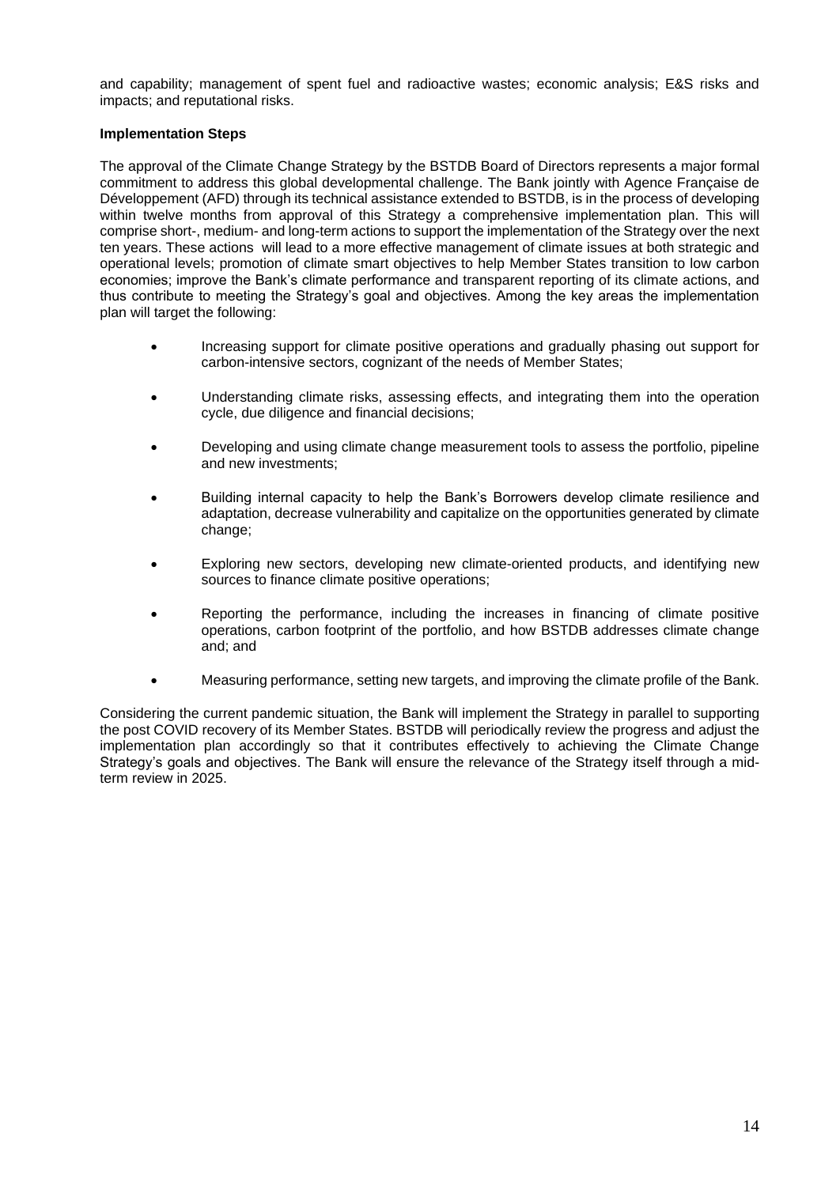and capability; management of spent fuel and radioactive wastes; economic analysis; E&S risks and impacts; and reputational risks.

**Implementation Steps**

The approval of the Climate Change Strategy by the BSTDB Board of Directors represents a major formal commitment to address this global developmental challenge. The Bank jointly with Agence Française de Développement (AFD) through its technical assistance extended to BSTDB, is in the process of developing within twelve months from approval of this Strategy a comprehensive implementation plan. This will comprise short-, medium- and long-term actions to support the implementation of the Strategy over the next ten years. These actions will lead to a more effective management of climate issues at both strategic and operational levels; promotion of climate smart objectives to help Member States transition to low carbon economies; improve the Bank's climate performance and transparent reporting of its climate actions, and thus contribute to meeting the Strategy's goal and objectives. Among the key areas the implementation plan will target the following:

- Increasing support for climate positive operations and gradually phasing out support for carbon-intensive sectors, cognizant of the needs of Member States;
- Understanding climate risks, assessing effects, and integrating them into the operation cycle, due diligence and financial decisions;
- Developing and using climate change measurement tools to assess the portfolio, pipeline and new investments;
- Building internal capacity to help the Bank's Borrowers develop climate resilience and adaptation, decrease vulnerability and capitalize on the opportunities generated by climate change;
- Exploring new sectors, developing new climate-oriented products, and identifying new sources to finance climate positive operations;
- Reporting the performance, including the increases in financing of climate positive operations, carbon footprint of the portfolio, and how BSTDB addresses climate change and; and
- Measuring performance, setting new targets, and improving the climate profile of the Bank.

Considering the current pandemic situation, the Bank will implement the Strategy in parallel to supporting the post COVID recovery of its Member States. BSTDB will periodically review the progress and adjust the implementation plan accordingly so that it contributes effectively to achieving the Climate Change Strategy's goals and objectives. The Bank will ensure the relevance of the Strategy itself through a mid-term review in 2025.